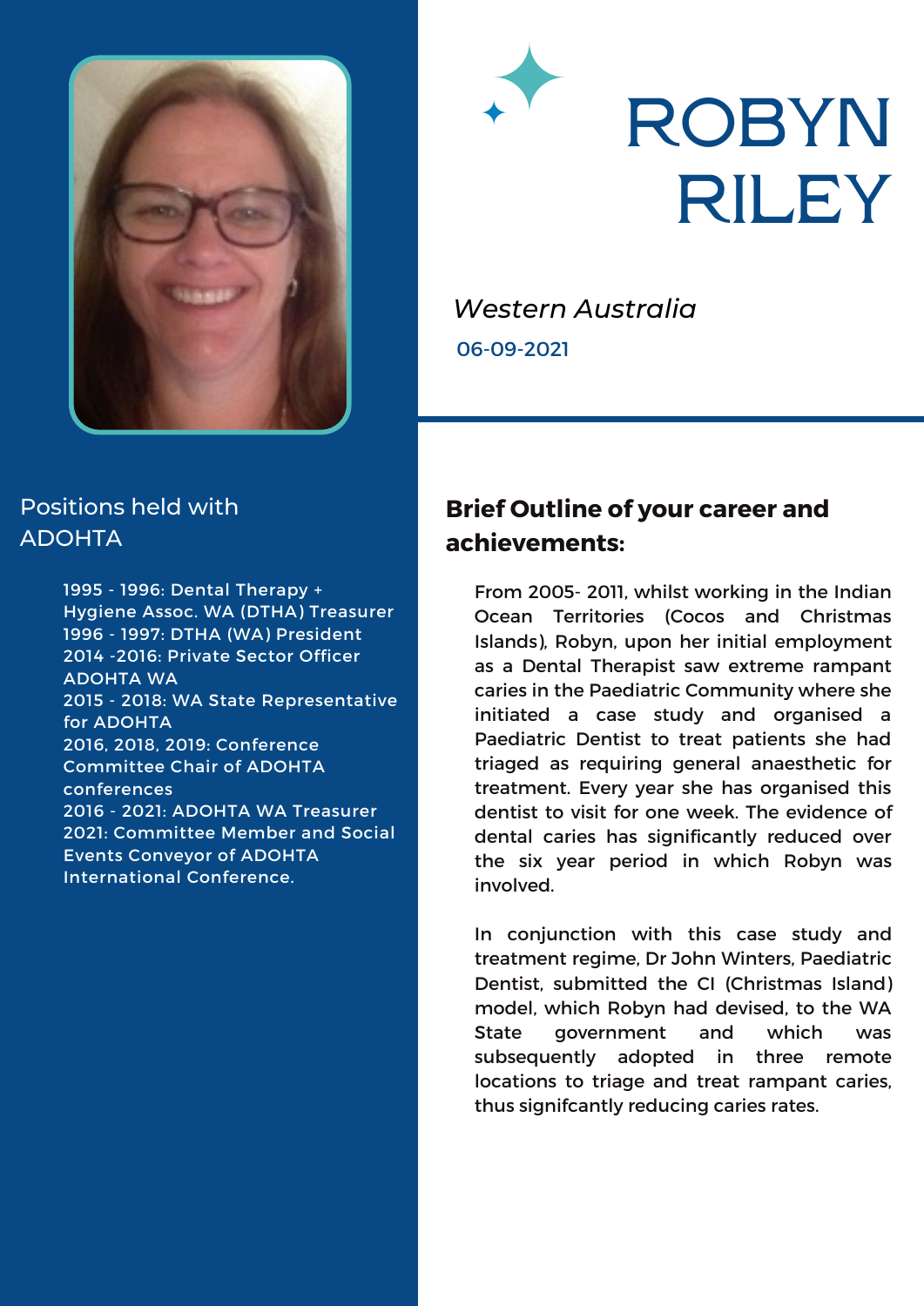# ROBYN RILEY

*Western Australia*

06-09-2021

## Positions held with ADOHTA

1995 - 1996: Dental Therapy + Hygiene Assoc. WA (DTHA) Treasurer
1996 - 1997: DTHA (WA) President
2014 -2016: Private Sector Officer ADOHTA WA
2015 - 2018: WA State Representative for ADOHTA
2016, 2018, 2019: Conference Committee Chair of ADOHTA conferences
2016 - 2021: ADOHTA WA Treasurer
2021: Committee Member and Social Events Conveyor of ADOHTA International Conference.

## Brief Outline of your career and achievements:

From 2005- 2011, whilst working in the Indian Ocean Territories (Cocos and Christmas Islands), Robyn, upon her initial employment as a Dental Therapist saw extreme rampant caries in the Paediatric Community where she initiated a case study and organised a Paediatric Dentist to treat patients she had triaged as requiring general anaesthetic for treatment. Every year she has organised this dentist to visit for one week. The evidence of dental caries has significantly reduced over the six year period in which Robyn was involved.

In conjunction with this case study and treatment regime, Dr John Winters, Paediatric Dentist, submitted the CI (Christmas Island) model, which Robyn had devised, to the WA State government and which was subsequently adopted in three remote locations to triage and treat rampant caries, thus signifcantly reducing caries rates.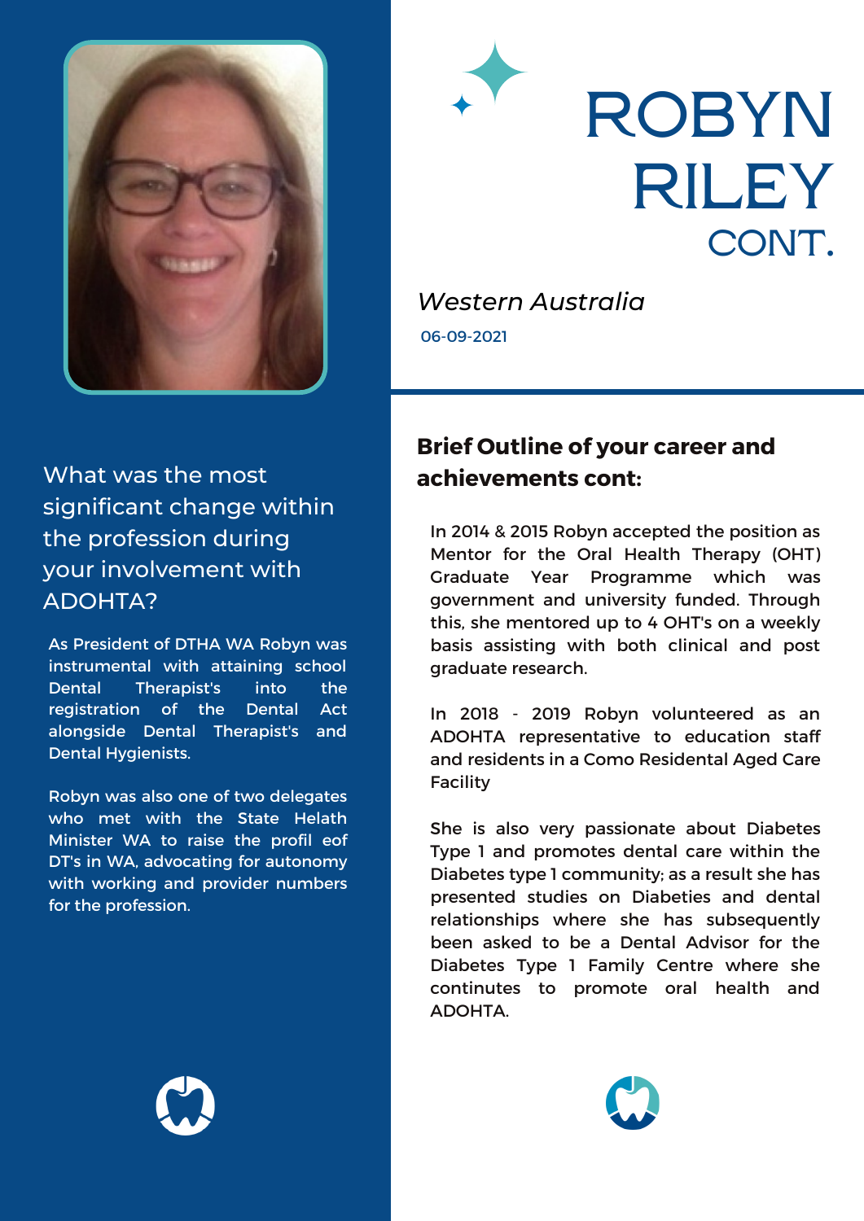# ROBYN RILEY CONT.

*Western Australia*

06-09-2021

## Brief Outline of your career and achievements cont:

In 2014 & 2015 Robyn accepted the position as Mentor for the Oral Health Therapy (OHT) Graduate Year Programme which was government and university funded. Through this, she mentored up to 4 OHT's on a weekly basis assisting with both clinical and post graduate research.

In 2018 - 2019 Robyn volunteered as an ADOHTA representative to education staff and residents in a Como Residental Aged Care Facility

She is also very passionate about Diabetes Type 1 and promotes dental care within the Diabetes type 1 community; as a result she has presented studies on Diabeties and dental relationships where she has subsequently been asked to be a Dental Advisor for the Diabetes Type 1 Family Centre where she continutes to promote oral health and ADOHTA.

## What was the most significant change within the profession during your involvement with ADOHTA?

As President of DTHA WA Robyn was instrumental with attaining school Dental Therapist's into the registration of the Dental Act alongside Dental Therapist's and Dental Hygienists.

Robyn was also one of two delegates who met with the State Helath Minister WA to raise the profil eof DT's in WA, advocating for autonomy with working and provider numbers for the profession.